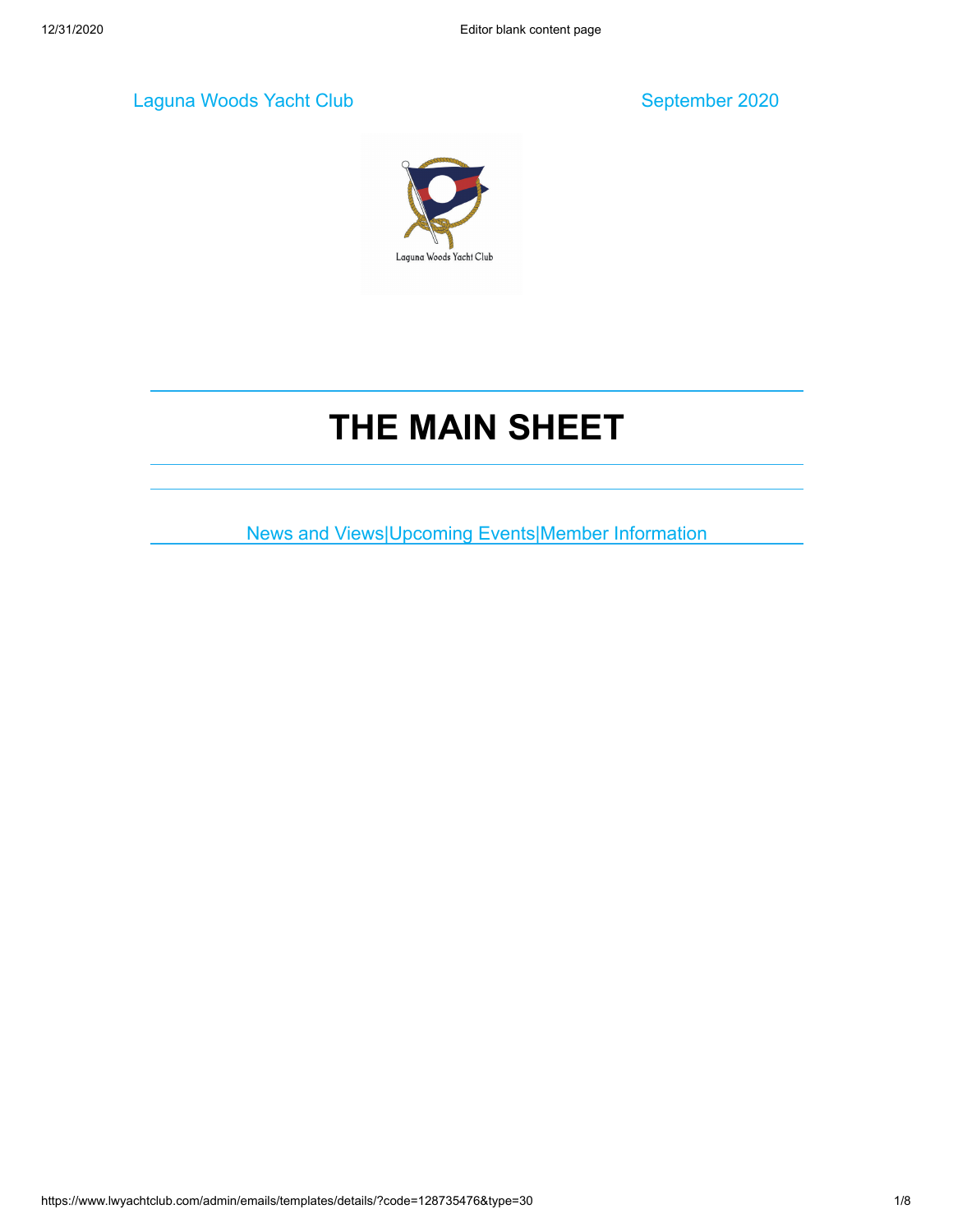Laguna Woods Yacht Club | September 2020

# THE MAIN SHEET

News and Views|Upcoming Events|Member Information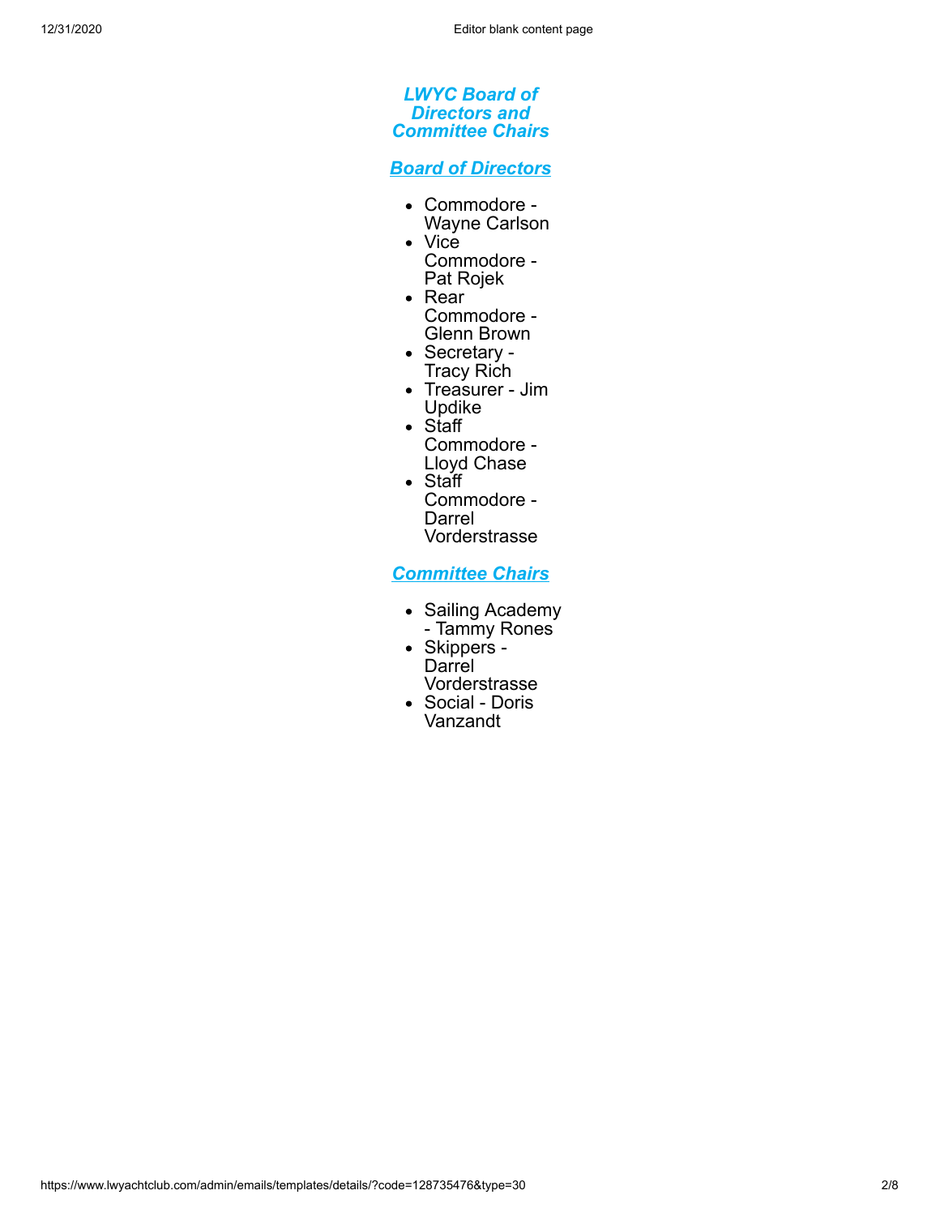## *LWYC Board of Directors and Committee Chairs*

### ***Board of Directors***

- Commodore - Wayne Carlson
- Vice Commodore - Pat Rojek
- Rear Commodore - Glenn Brown
- Secretary - Tracy Rich
- Treasurer - Jim Updike
- Staff Commodore - Lloyd Chase
- Staff Commodore - Darrel Vorderstrasse

### ***Committee Chairs***

- Sailing Academy - Tammy Rones
- Skippers - Darrel Vorderstrasse
- Social - Doris Vanzandt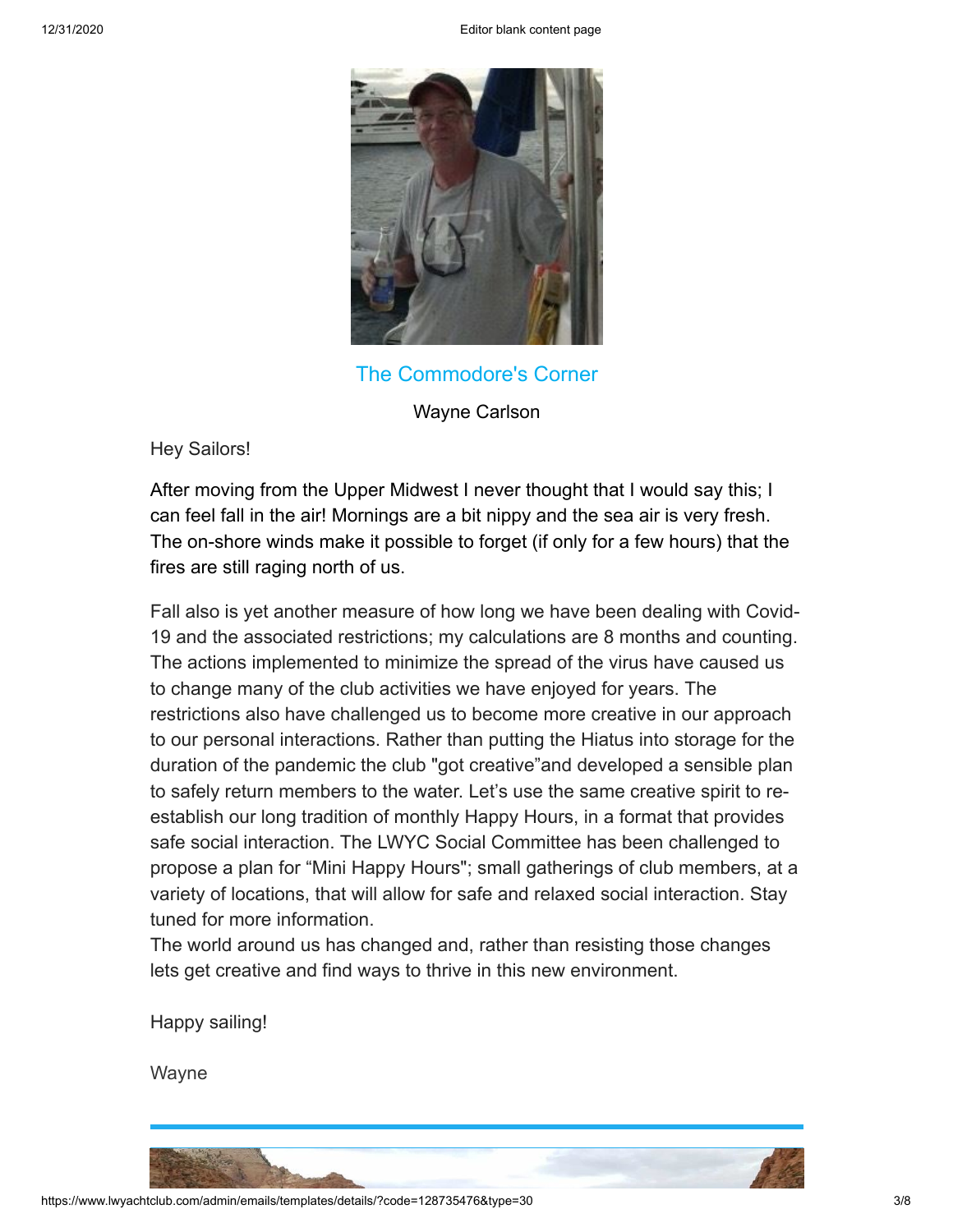## The Commodore's Corner

Wayne Carlson

Hey Sailors!

After moving from the Upper Midwest I never thought that I would say this; I can feel fall in the air! Mornings are a bit nippy and the sea air is very fresh. The on-shore winds make it possible to forget (if only for a few hours) that the fires are still raging north of us.

Fall also is yet another measure of how long we have been dealing with Covid-19 and the associated restrictions; my calculations are 8 months and counting. The actions implemented to minimize the spread of the virus have caused us to change many of the club activities we have enjoyed for years. The restrictions also have challenged us to become more creative in our approach to our personal interactions. Rather than putting the Hiatus into storage for the duration of the pandemic the club "got creative"and developed a sensible plan to safely return members to the water. Let's use the same creative spirit to re-establish our long tradition of monthly Happy Hours, in a format that provides safe social interaction. The LWYC Social Committee has been challenged to propose a plan for "Mini Happy Hours"; small gatherings of club members, at a variety of locations, that will allow for safe and relaxed social interaction. Stay tuned for more information.
The world around us has changed and, rather than resisting those changes lets get creative and find ways to thrive in this new environment.

Happy sailing!

Wayne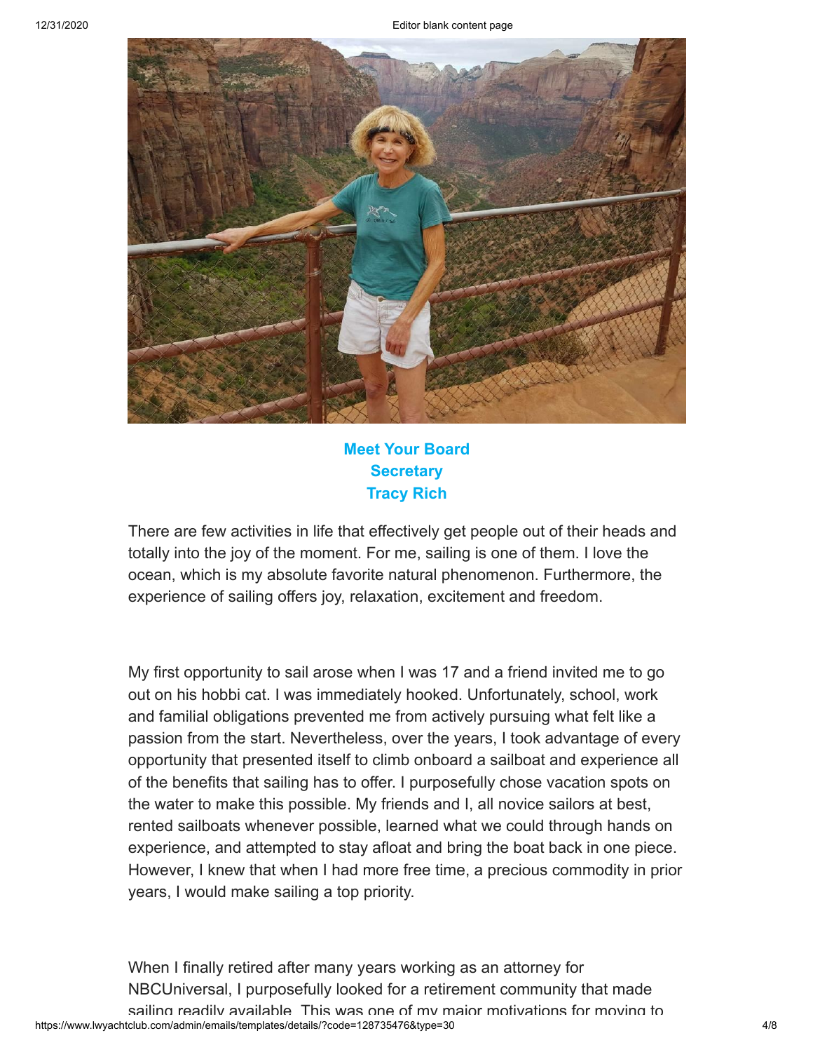**Meet Your Board**
**Secretary**
**Tracy Rich**

There are few activities in life that effectively get people out of their heads and totally into the joy of the moment. For me, sailing is one of them. I love the ocean, which is my absolute favorite natural phenomenon. Furthermore, the experience of sailing offers joy, relaxation, excitement and freedom.

My first opportunity to sail arose when I was 17 and a friend invited me to go out on his hobbi cat. I was immediately hooked. Unfortunately, school, work and familial obligations prevented me from actively pursuing what felt like a passion from the start. Nevertheless, over the years, I took advantage of every opportunity that presented itself to climb onboard a sailboat and experience all of the benefits that sailing has to offer. I purposefully chose vacation spots on the water to make this possible. My friends and I, all novice sailors at best, rented sailboats whenever possible, learned what we could through hands on experience, and attempted to stay afloat and bring the boat back in one piece. However, I knew that when I had more free time, a precious commodity in prior years, I would make sailing a top priority.

When I finally retired after many years working as an attorney for NBCUniversal, I purposefully looked for a retirement community that made sailing readily available. This was one of my major motivations for moving to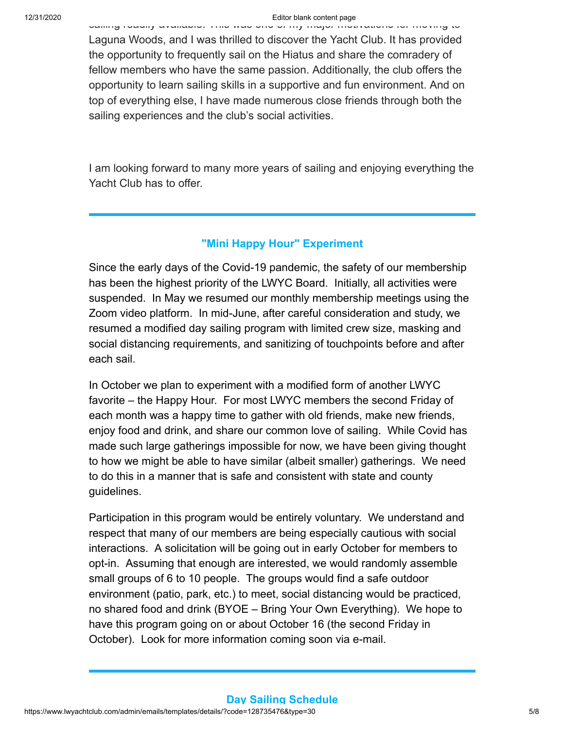sailing readily available. This was one of my major motivations for moving to Laguna Woods, and I was thrilled to discover the Yacht Club. It has provided the opportunity to frequently sail on the Hiatus and share the comradery of fellow members who have the same passion. Additionally, the club offers the opportunity to learn sailing skills in a supportive and fun environment. And on top of everything else, I have made numerous close friends through both the sailing experiences and the club's social activities.

I am looking forward to many more years of sailing and enjoying everything the Yacht Club has to offer.

---

## "Mini Happy Hour" Experiment

Since the early days of the Covid-19 pandemic, the safety of our membership has been the highest priority of the LWYC Board. Initially, all activities were suspended. In May we resumed our monthly membership meetings using the Zoom video platform. In mid-June, after careful consideration and study, we resumed a modified day sailing program with limited crew size, masking and social distancing requirements, and sanitizing of touchpoints before and after each sail.

In October we plan to experiment with a modified form of another LWYC favorite – the Happy Hour. For most LWYC members the second Friday of each month was a happy time to gather with old friends, make new friends, enjoy food and drink, and share our common love of sailing. While Covid has made such large gatherings impossible for now, we have been giving thought to how we might be able to have similar (albeit smaller) gatherings. We need to do this in a manner that is safe and consistent with state and county guidelines.

Participation in this program would be entirely voluntary. We understand and respect that many of our members are being especially cautious with social interactions. A solicitation will be going out in early October for members to opt-in. Assuming that enough are interested, we would randomly assemble small groups of 6 to 10 people. The groups would find a safe outdoor environment (patio, park, etc.) to meet, social distancing would be practiced, no shared food and drink (BYOE – Bring Your Own Everything). We hope to have this program going on or about October 16 (the second Friday in October). Look for more information coming soon via e-mail.

---

## Day Sailing Schedule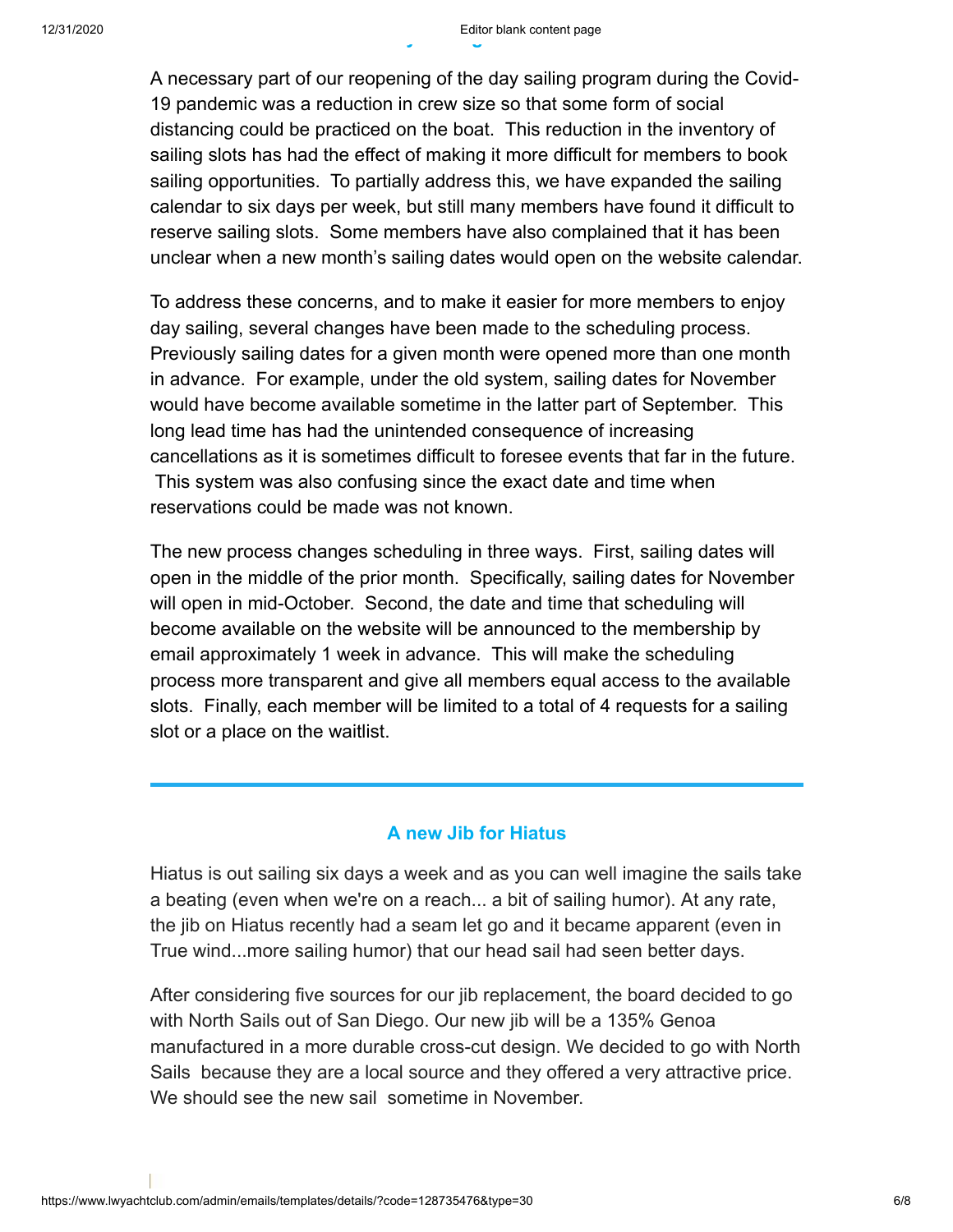A necessary part of our reopening of the day sailing program during the Covid-19 pandemic was a reduction in crew size so that some form of social distancing could be practiced on the boat. This reduction in the inventory of sailing slots has had the effect of making it more difficult for members to book sailing opportunities. To partially address this, we have expanded the sailing calendar to six days per week, but still many members have found it difficult to reserve sailing slots. Some members have also complained that it has been unclear when a new month's sailing dates would open on the website calendar.

To address these concerns, and to make it easier for more members to enjoy day sailing, several changes have been made to the scheduling process. Previously sailing dates for a given month were opened more than one month in advance. For example, under the old system, sailing dates for November would have become available sometime in the latter part of September. This long lead time has had the unintended consequence of increasing cancellations as it is sometimes difficult to foresee events that far in the future. This system was also confusing since the exact date and time when reservations could be made was not known.

The new process changes scheduling in three ways. First, sailing dates will open in the middle of the prior month. Specifically, sailing dates for November will open in mid-October. Second, the date and time that scheduling will become available on the website will be announced to the membership by email approximately 1 week in advance. This will make the scheduling process more transparent and give all members equal access to the available slots. Finally, each member will be limited to a total of 4 requests for a sailing slot or a place on the waitlist.

---

### A new Jib for Hiatus

Hiatus is out sailing six days a week and as you can well imagine the sails take a beating (even when we're on a reach... a bit of sailing humor). At any rate, the jib on Hiatus recently had a seam let go and it became apparent (even in True wind...more sailing humor) that our head sail had seen better days.

After considering five sources for our jib replacement, the board decided to go with North Sails out of San Diego. Our new jib will be a 135% Genoa manufactured in a more durable cross-cut design. We decided to go with North Sails because they are a local source and they offered a very attractive price. We should see the new sail sometime in November.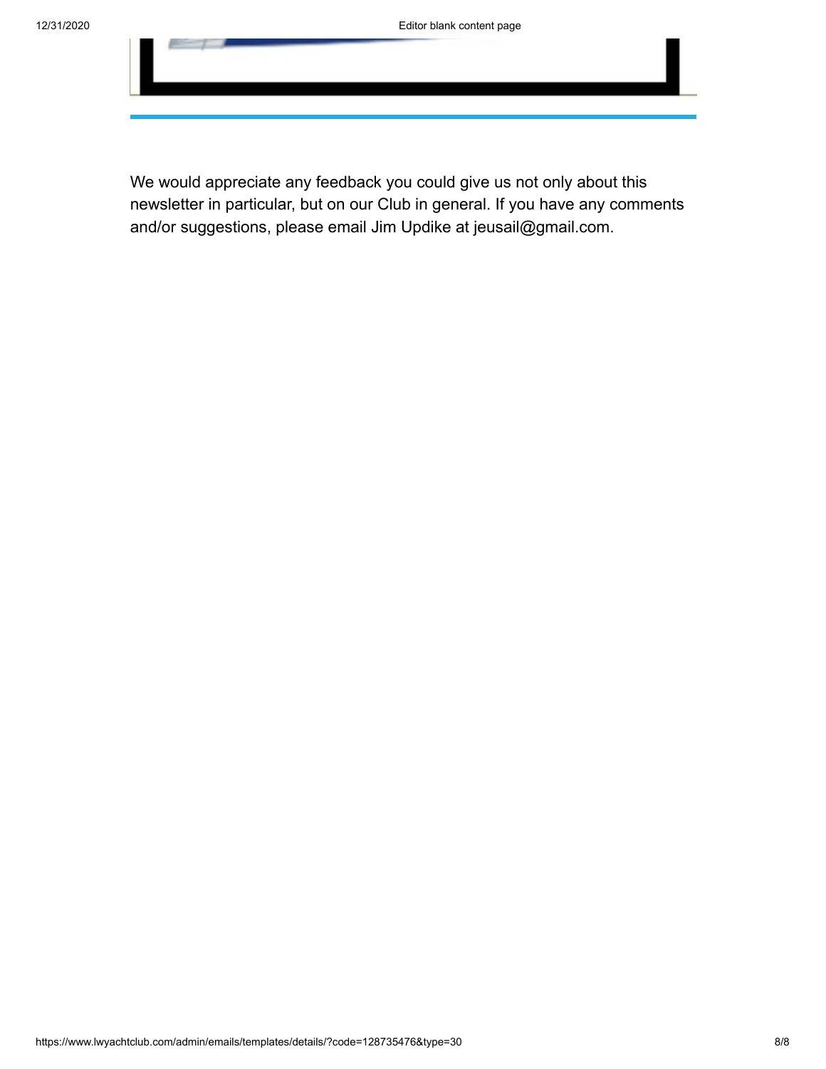We would appreciate any feedback you could give us not only about this newsletter in particular, but on our Club in general. If you have any comments and/or suggestions, please email Jim Updike at jeusail@gmail.com.